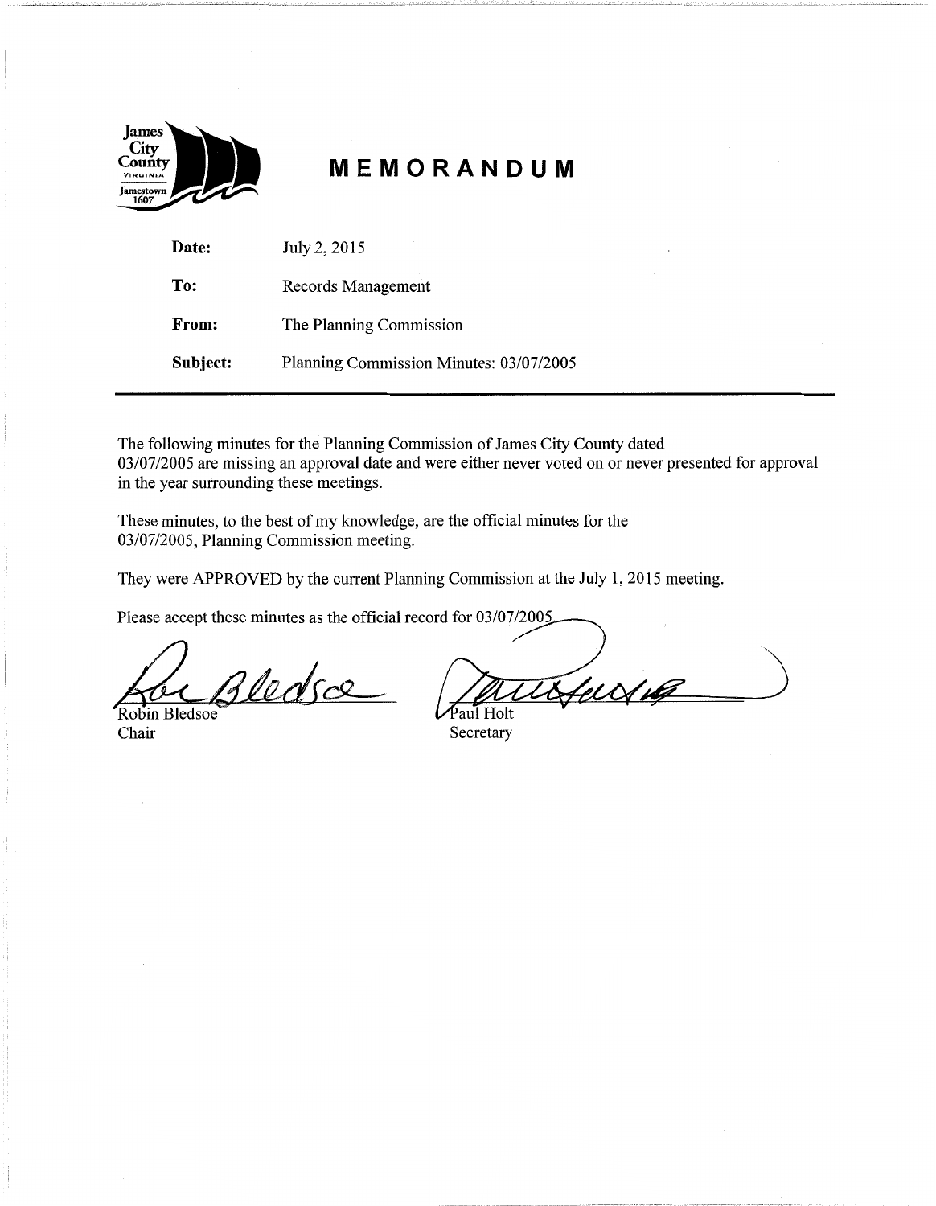James City County VIRGINIA Jamestown 1607

# MEMORANDUM

**Date:** July 2, 2015

**To:** Records Management

**From:** The Planning Commission

**Subject:** Planning Commission Minutes: 03/07/2005

---

The following minutes for the Planning Commission of James City County dated 03/07/2005 are missing an approval date and were either never voted on or never presented for approval in the year surrounding these meetings.

These minutes, to the best of my knowledge, are the official minutes for the 03/07/2005, Planning Commission meeting.

They were APPROVED by the current Planning Commission at the July 1, 2015 meeting.

Please accept these minutes as the official record for 03/07/2005

Robin Bledsoe
Chair

Paul Holt
Secretary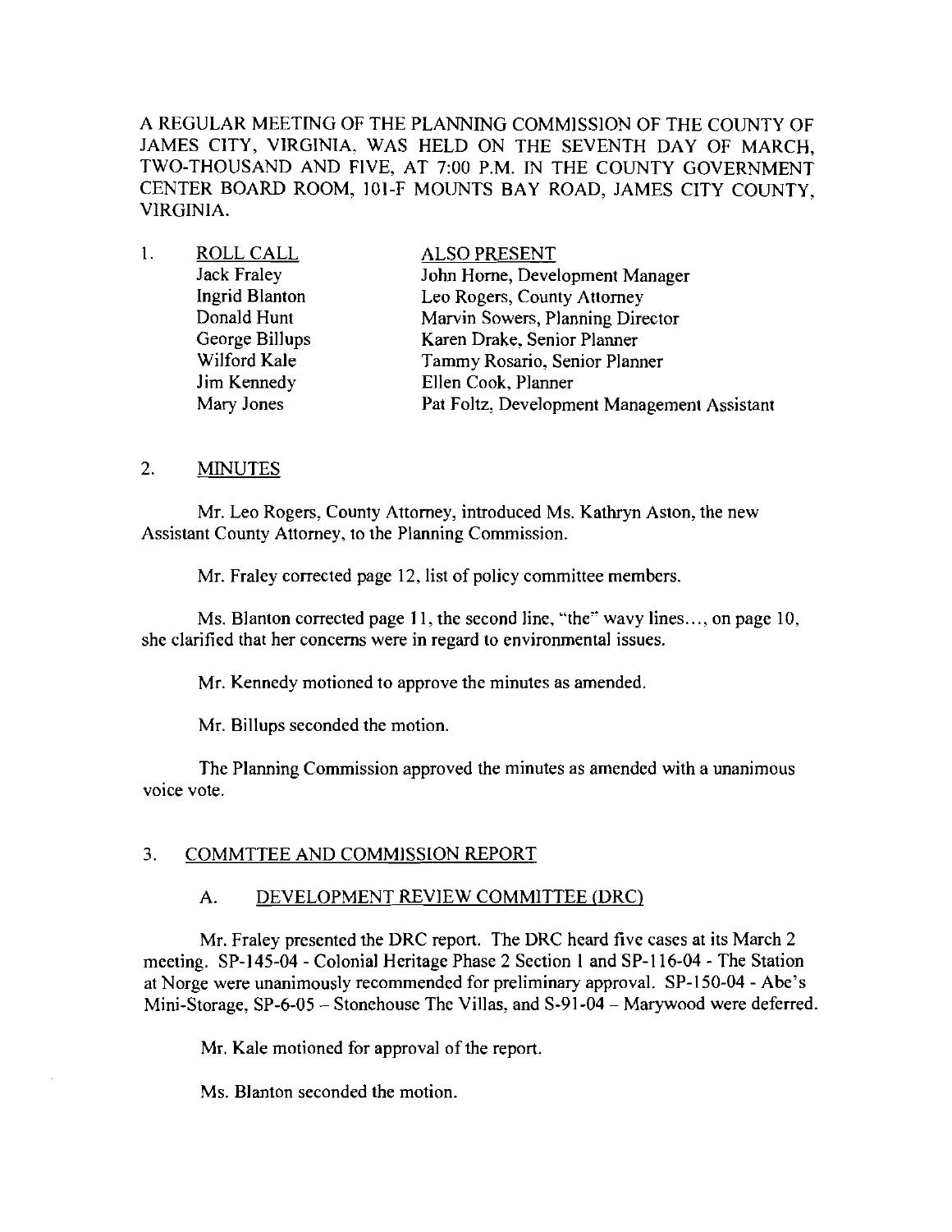A REGULAR MEETING OF THE PLANNING COMMISSION OF THE COUNTY OF JAMES CITY, VIRGINIA, WAS HELD ON THE SEVENTH DAY OF MARCH, TWO-THOUSAND AND FIVE, AT 7:00 P.M. IN THE COUNTY GOVERNMENT CENTER BOARD ROOM, 101-F MOUNTS BAY ROAD, JAMES CITY COUNTY, VIRGINIA.

1. ROLL CALL

| ROLL CALL | ALSO PRESENT |
|---|---|
| Jack Fraley | John Horne, Development Manager |
| Ingrid Blanton | Leo Rogers, County Attorney |
| Donald Hunt | Marvin Sowers, Planning Director |
| George Billups | Karen Drake, Senior Planner |
| Wilford Kale | Tammy Rosario, Senior Planner |
| Jim Kennedy | Ellen Cook, Planner |
| Mary Jones | Pat Foltz, Development Management Assistant |

2. MINUTES

Mr. Leo Rogers, County Attorney, introduced Ms. Kathryn Aston, the new Assistant County Attorney, to the Planning Commission.

Mr. Fraley corrected page 12, list of policy committee members.

Ms. Blanton corrected page 11, the second line, "the" wavy lines…, on page 10, she clarified that her concerns were in regard to environmental issues.

Mr. Kennedy motioned to approve the minutes as amended.

Mr. Billups seconded the motion.

The Planning Commission approved the minutes as amended with a unanimous voice vote.

3. COMMTTEE AND COMMISSION REPORT

A. DEVELOPMENT REVIEW COMMITTEE (DRC)

Mr. Fraley presented the DRC report. The DRC heard five cases at its March 2 meeting. SP-145-04 - Colonial Heritage Phase 2 Section 1 and SP-116-04 - The Station at Norge were unanimously recommended for preliminary approval. SP-150-04 - Abe's Mini-Storage, SP-6-05 – Stonehouse The Villas, and S-91-04 – Marywood were deferred.

Mr. Kale motioned for approval of the report.

Ms. Blanton seconded the motion.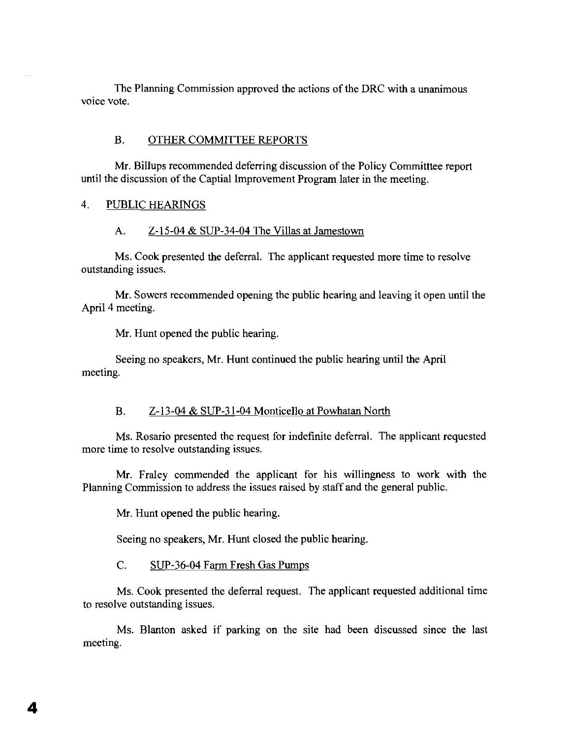The Planning Commission approved the actions of the DRC with a unanimous voice vote.

B. OTHER COMMITTEE REPORTS

Mr. Billups recommended deferring discussion of the Policy Committtee report until the discussion of the Captial Improvement Program later in the meeting.

4. PUBLIC HEARINGS

A. Z-15-04 & SUP-34-04 The Villas at Jamestown

Ms. Cook presented the deferral. The applicant requested more time to resolve outstanding issues.

Mr. Sowers recommended opening the public hearing and leaving it open until the April 4 meeting.

Mr. Hunt opened the public hearing.

Seeing no speakers, Mr. Hunt continued the public hearing until the April meeting.

B. Z-13-04 & SUP-31-04 Monticello at Powhatan North

Ms. Rosario presented the request for indefinite deferral. The applicant requested more time to resolve outstanding issues.

Mr. Fraley commended the applicant for his willingness to work with the Planning Commission to address the issues raised by staff and the general public.

Mr. Hunt opened the public hearing.

Seeing no speakers, Mr. Hunt closed the public hearing.

C. SUP-36-04 Farm Fresh Gas Pumps

Ms. Cook presented the deferral request. The applicant requested additional time to resolve outstanding issues.

Ms. Blanton asked if parking on the site had been discussed since the last meeting.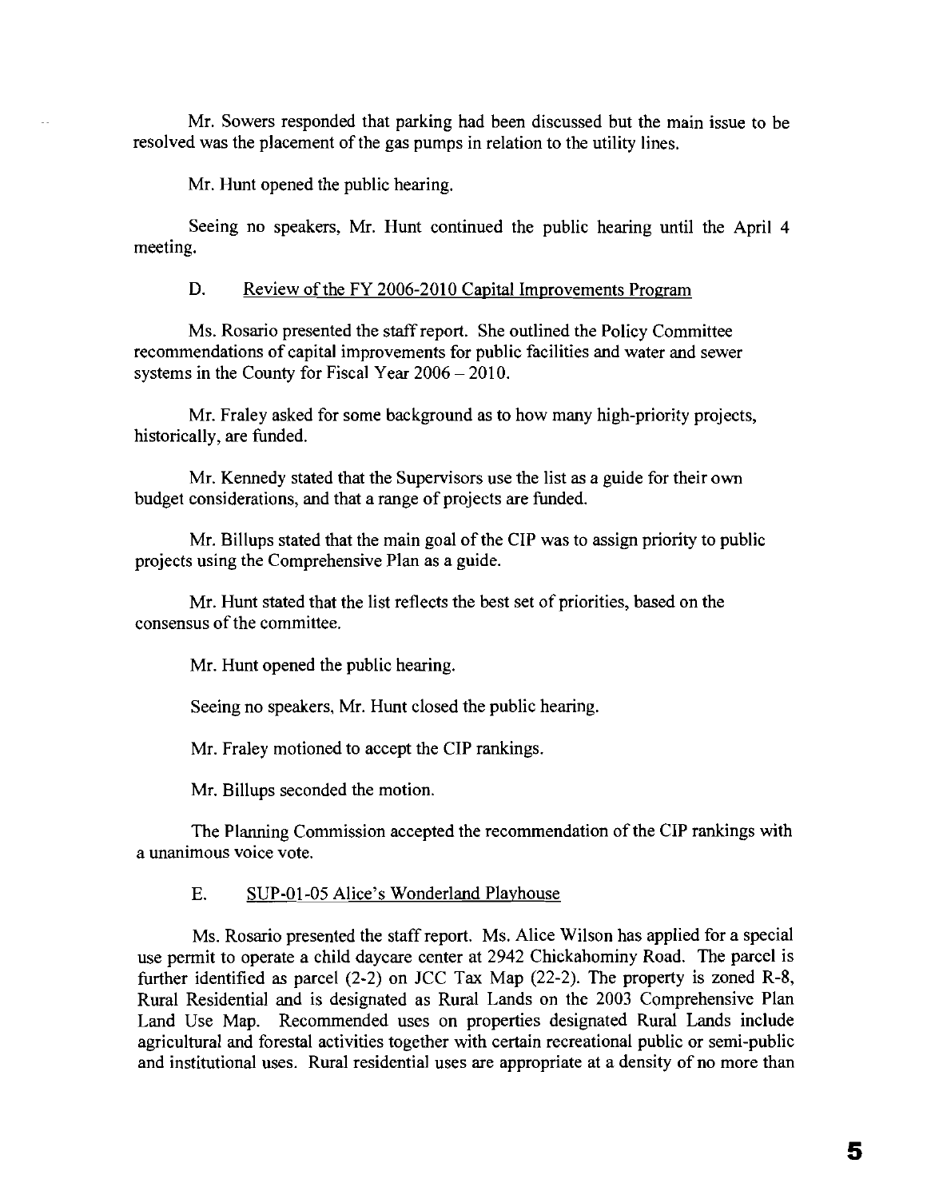Mr. Sowers responded that parking had been discussed but the main issue to be resolved was the placement of the gas pumps in relation to the utility lines.

Mr. Hunt opened the public hearing.

Seeing no speakers, Mr. Hunt continued the public hearing until the April 4 meeting.

D. Review of the FY 2006-2010 Capital Improvements Program

Ms. Rosario presented the staff report. She outlined the Policy Committee recommendations of capital improvements for public facilities and water and sewer systems in the County for Fiscal Year 2006 – 2010.

Mr. Fraley asked for some background as to how many high-priority projects, historically, are funded.

Mr. Kennedy stated that the Supervisors use the list as a guide for their own budget considerations, and that a range of projects are funded.

Mr. Billups stated that the main goal of the CIP was to assign priority to public projects using the Comprehensive Plan as a guide.

Mr. Hunt stated that the list reflects the best set of priorities, based on the consensus of the committee.

Mr. Hunt opened the public hearing.

Seeing no speakers, Mr. Hunt closed the public hearing.

Mr. Fraley motioned to accept the CIP rankings.

Mr. Billups seconded the motion.

The Planning Commission accepted the recommendation of the CIP rankings with a unanimous voice vote.

E. SUP-01-05 Alice's Wonderland Playhouse

Ms. Rosario presented the staff report. Ms. Alice Wilson has applied for a special use permit to operate a child daycare center at 2942 Chickahominy Road. The parcel is further identified as parcel (2-2) on JCC Tax Map (22-2). The property is zoned R-8, Rural Residential and is designated as Rural Lands on the 2003 Comprehensive Plan Land Use Map. Recommended uses on properties designated Rural Lands include agricultural and forestal activities together with certain recreational public or semi-public and institutional uses. Rural residential uses are appropriate at a density of no more than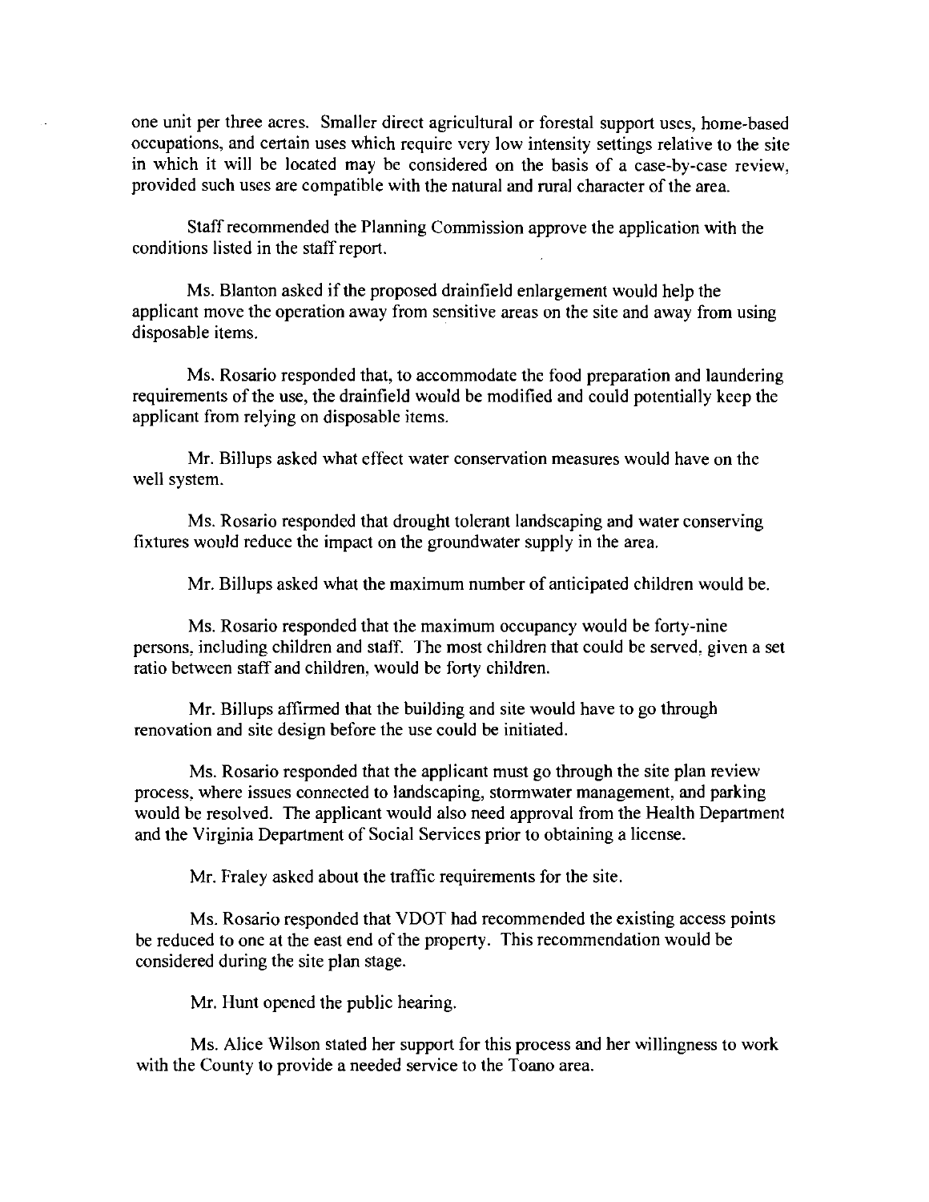one unit per three acres. Smaller direct agricultural or forestal support uses, home-based occupations, and certain uses which require very low intensity settings relative to the site in which it will be located may be considered on the basis of a case-by-case review, provided such uses are compatible with the natural and rural character of the area.

Staff recommended the Planning Commission approve the application with the conditions listed in the staff report.

Ms. Blanton asked if the proposed drainfield enlargement would help the applicant move the operation away from sensitive areas on the site and away from using disposable items.

Ms. Rosario responded that, to accommodate the food preparation and laundering requirements of the use, the drainfield would be modified and could potentially keep the applicant from relying on disposable items.

Mr. Billups asked what effect water conservation measures would have on the well system.

Ms. Rosario responded that drought tolerant landscaping and water conserving fixtures would reduce the impact on the groundwater supply in the area.

Mr. Billups asked what the maximum number of anticipated children would be.

Ms. Rosario responded that the maximum occupancy would be forty-nine persons, including children and staff. The most children that could be served, given a set ratio between staff and children, would be forty children.

Mr. Billups affirmed that the building and site would have to go through renovation and site design before the use could be initiated.

Ms. Rosario responded that the applicant must go through the site plan review process, where issues connected to landscaping, stormwater management, and parking would be resolved. The applicant would also need approval from the Health Department and the Virginia Department of Social Services prior to obtaining a license.

Mr. Fraley asked about the traffic requirements for the site.

Ms. Rosario responded that VDOT had recommended the existing access points be reduced to one at the east end of the property. This recommendation would be considered during the site plan stage.

Mr. Hunt opened the public hearing.

Ms. Alice Wilson stated her support for this process and her willingness to work with the County to provide a needed service to the Toano area.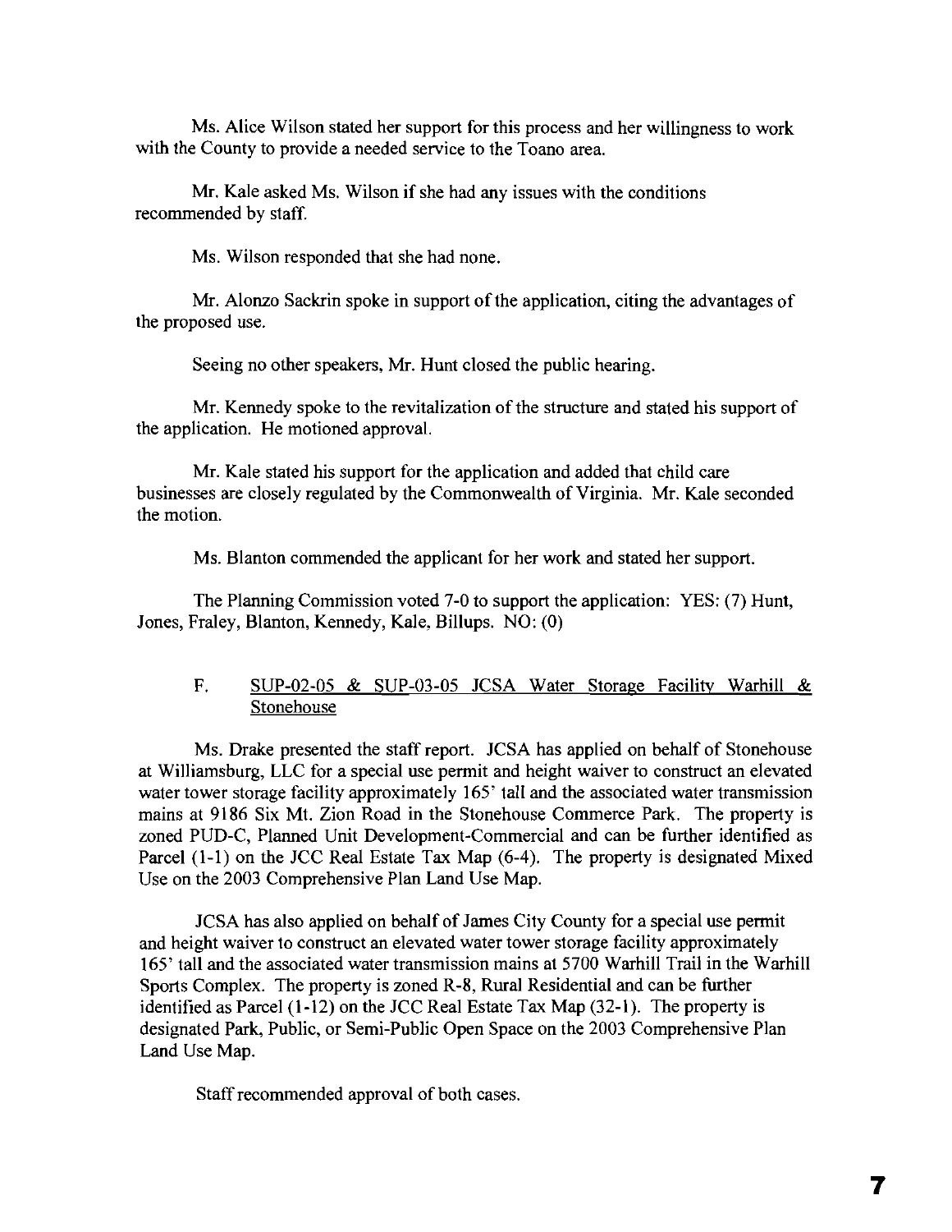Ms. Alice Wilson stated her support for this process and her willingness to work with the County to provide a needed service to the Toano area.

Mr. Kale asked Ms. Wilson if she had any issues with the conditions recommended by staff.

Ms. Wilson responded that she had none.

Mr. Alonzo Sackrin spoke in support of the application, citing the advantages of the proposed use.

Seeing no other speakers, Mr. Hunt closed the public hearing.

Mr. Kennedy spoke to the revitalization of the structure and stated his support of the application. He motioned approval.

Mr. Kale stated his support for the application and added that child care businesses are closely regulated by the Commonwealth of Virginia. Mr. Kale seconded the motion.

Ms. Blanton commended the applicant for her work and stated her support.

The Planning Commission voted 7-0 to support the application: YES: (7) Hunt, Jones, Fraley, Blanton, Kennedy, Kale, Billups. NO: (0)

F. SUP-02-05 & SUP-03-05 JCSA Water Storage Facility Warhill & Stonehouse

Ms. Drake presented the staff report. JCSA has applied on behalf of Stonehouse at Williamsburg, LLC for a special use permit and height waiver to construct an elevated water tower storage facility approximately 165' tall and the associated water transmission mains at 9186 Six Mt. Zion Road in the Stonehouse Commerce Park. The property is zoned PUD-C, Planned Unit Development-Commercial and can be further identified as Parcel (1-1) on the JCC Real Estate Tax Map (6-4). The property is designated Mixed Use on the 2003 Comprehensive Plan Land Use Map.

JCSA has also applied on behalf of James City County for a special use permit and height waiver to construct an elevated water tower storage facility approximately 165' tall and the associated water transmission mains at 5700 Warhill Trail in the Warhill Sports Complex. The property is zoned R-8, Rural Residential and can be further identified as Parcel (1-12) on the JCC Real Estate Tax Map (32-1). The property is designated Park, Public, or Semi-Public Open Space on the 2003 Comprehensive Plan Land Use Map.

Staff recommended approval of both cases.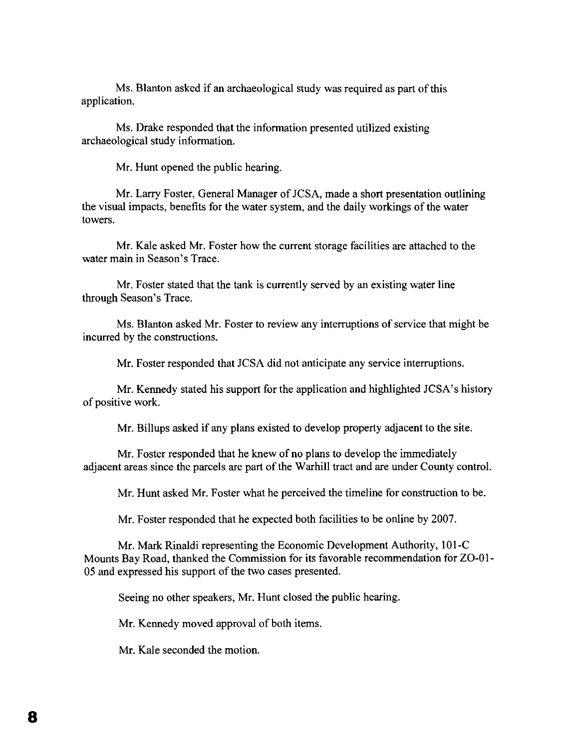Ms. Blanton asked if an archaeological study was required as part of this application.

Ms. Drake responded that the information presented utilized existing archaeological study information.

Mr. Hunt opened the public hearing.

Mr. Larry Foster, General Manager of JCSA, made a short presentation outlining the visual impacts, benefits for the water system, and the daily workings of the water towers.

Mr. Kale asked Mr. Foster how the current storage facilities are attached to the water main in Season's Trace.

Mr. Foster stated that the tank is currently served by an existing water line through Season's Trace.

Ms. Blanton asked Mr. Foster to review any interruptions of service that might be incurred by the constructions.

Mr. Foster responded that JCSA did not anticipate any service interruptions.

Mr. Kennedy stated his support for the application and highlighted JCSA's history of positive work.

Mr. Billups asked if any plans existed to develop property adjacent to the site.

Mr. Foster responded that he knew of no plans to develop the immediately adjacent areas since the parcels are part of the Warhill tract and are under County control.

Mr. Hunt asked Mr. Foster what he perceived the timeline for construction to be.

Mr. Foster responded that he expected both facilities to be online by 2007.

Mr. Mark Rinaldi representing the Economic Development Authority, 101-C Mounts Bay Road, thanked the Commission for its favorable recommendation for ZO-01-05 and expressed his support of the two cases presented.

Seeing no other speakers, Mr. Hunt closed the public hearing.

Mr. Kennedy moved approval of both items.

Mr. Kale seconded the motion.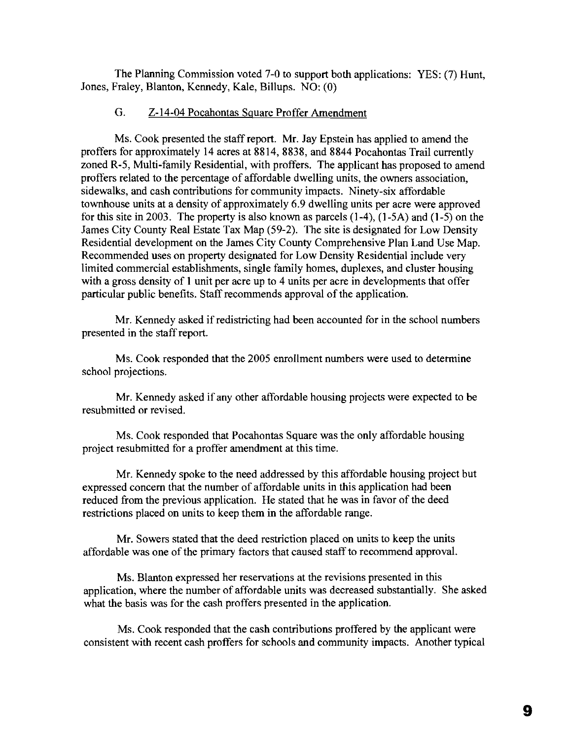The Planning Commission voted 7-0 to support both applications: YES: (7) Hunt, Jones, Fraley, Blanton, Kennedy, Kale, Billups. NO: (0)

G. Z-14-04 Pocahontas Square Proffer Amendment

Ms. Cook presented the staff report. Mr. Jay Epstein has applied to amend the proffers for approximately 14 acres at 8814, 8838, and 8844 Pocahontas Trail currently zoned R-5, Multi-family Residential, with proffers. The applicant has proposed to amend proffers related to the percentage of affordable dwelling units, the owners association, sidewalks, and cash contributions for community impacts. Ninety-six affordable townhouse units at a density of approximately 6.9 dwelling units per acre were approved for this site in 2003. The property is also known as parcels (1-4), (1-5A) and (1-5) on the James City County Real Estate Tax Map (59-2). The site is designated for Low Density Residential development on the James City County Comprehensive Plan Land Use Map. Recommended uses on property designated for Low Density Residential include very limited commercial establishments, single family homes, duplexes, and cluster housing with a gross density of 1 unit per acre up to 4 units per acre in developments that offer particular public benefits. Staff recommends approval of the application.

Mr. Kennedy asked if redistricting had been accounted for in the school numbers presented in the staff report.

Ms. Cook responded that the 2005 enrollment numbers were used to determine school projections.

Mr. Kennedy asked if any other affordable housing projects were expected to be resubmitted or revised.

Ms. Cook responded that Pocahontas Square was the only affordable housing project resubmitted for a proffer amendment at this time.

Mr. Kennedy spoke to the need addressed by this affordable housing project but expressed concern that the number of affordable units in this application had been reduced from the previous application. He stated that he was in favor of the deed restrictions placed on units to keep them in the affordable range.

Mr. Sowers stated that the deed restriction placed on units to keep the units affordable was one of the primary factors that caused staff to recommend approval.

Ms. Blanton expressed her reservations at the revisions presented in this application, where the number of affordable units was decreased substantially. She asked what the basis was for the cash proffers presented in the application.

Ms. Cook responded that the cash contributions proffered by the applicant were consistent with recent cash proffers for schools and community impacts. Another typical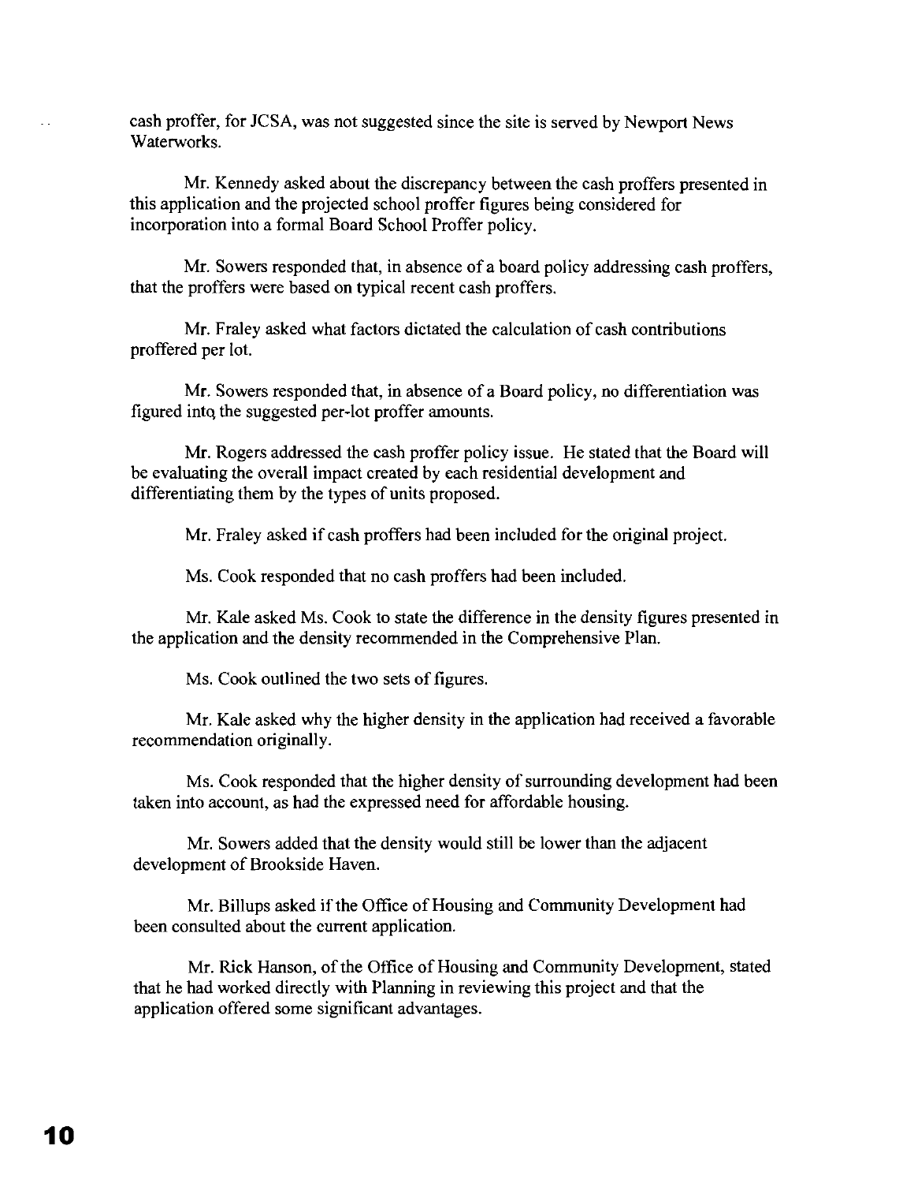cash proffer, for JCSA, was not suggested since the site is served by Newport News Waterworks.

Mr. Kennedy asked about the discrepancy between the cash proffers presented in this application and the projected school proffer figures being considered for incorporation into a formal Board School Proffer policy.

Mr. Sowers responded that, in absence of a board policy addressing cash proffers, that the proffers were based on typical recent cash proffers.

Mr. Fraley asked what factors dictated the calculation of cash contributions proffered per lot.

Mr. Sowers responded that, in absence of a Board policy, no differentiation was figured into the suggested per-lot proffer amounts.

Mr. Rogers addressed the cash proffer policy issue. He stated that the Board will be evaluating the overall impact created by each residential development and differentiating them by the types of units proposed.

Mr. Fraley asked if cash proffers had been included for the original project.

Ms. Cook responded that no cash proffers had been included.

Mr. Kale asked Ms. Cook to state the difference in the density figures presented in the application and the density recommended in the Comprehensive Plan.

Ms. Cook outlined the two sets of figures.

Mr. Kale asked why the higher density in the application had received a favorable recommendation originally.

Ms. Cook responded that the higher density of surrounding development had been taken into account, as had the expressed need for affordable housing.

Mr. Sowers added that the density would still be lower than the adjacent development of Brookside Haven.

Mr. Billups asked if the Office of Housing and Community Development had been consulted about the current application.

Mr. Rick Hanson, of the Office of Housing and Community Development, stated that he had worked directly with Planning in reviewing this project and that the application offered some significant advantages.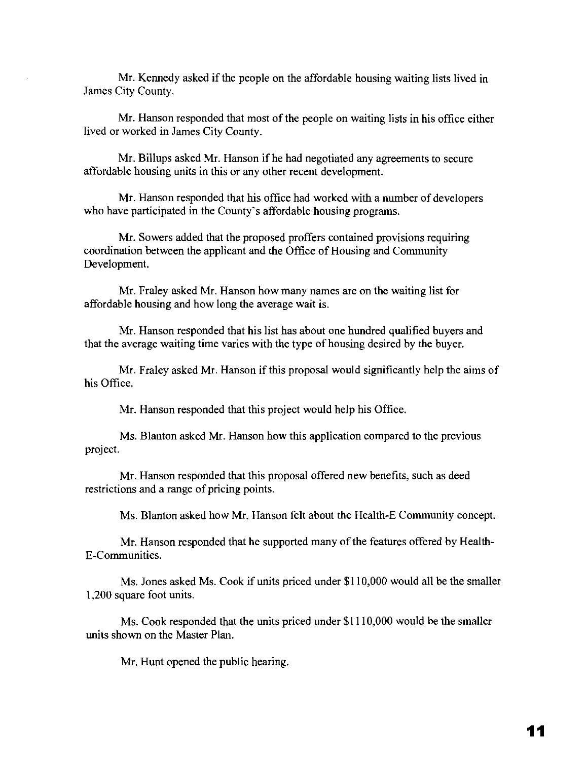Mr. Kennedy asked if the people on the affordable housing waiting lists lived in James City County.

Mr. Hanson responded that most of the people on waiting lists in his office either lived or worked in James City County.

Mr. Billups asked Mr. Hanson if he had negotiated any agreements to secure affordable housing units in this or any other recent development.

Mr. Hanson responded that his office had worked with a number of developers who have participated in the County's affordable housing programs.

Mr. Sowers added that the proposed proffers contained provisions requiring coordination between the applicant and the Office of Housing and Community Development.

Mr. Fraley asked Mr. Hanson how many names are on the waiting list for affordable housing and how long the average wait is.

Mr. Hanson responded that his list has about one hundred qualified buyers and that the average waiting time varies with the type of housing desired by the buyer.

Mr. Fraley asked Mr. Hanson if this proposal would significantly help the aims of his Office.

Mr. Hanson responded that this project would help his Office.

Ms. Blanton asked Mr. Hanson how this application compared to the previous project.

Mr. Hanson responded that this proposal offered new benefits, such as deed restrictions and a range of pricing points.

Ms. Blanton asked how Mr. Hanson felt about the Health-E Community concept.

Mr. Hanson responded that he supported many of the features offered by Health-E-Communities.

Ms. Jones asked Ms. Cook if units priced under $110,000 would all be the smaller 1,200 square foot units.

Ms. Cook responded that the units priced under $1110,000 would be the smaller units shown on the Master Plan.

Mr. Hunt opened the public hearing.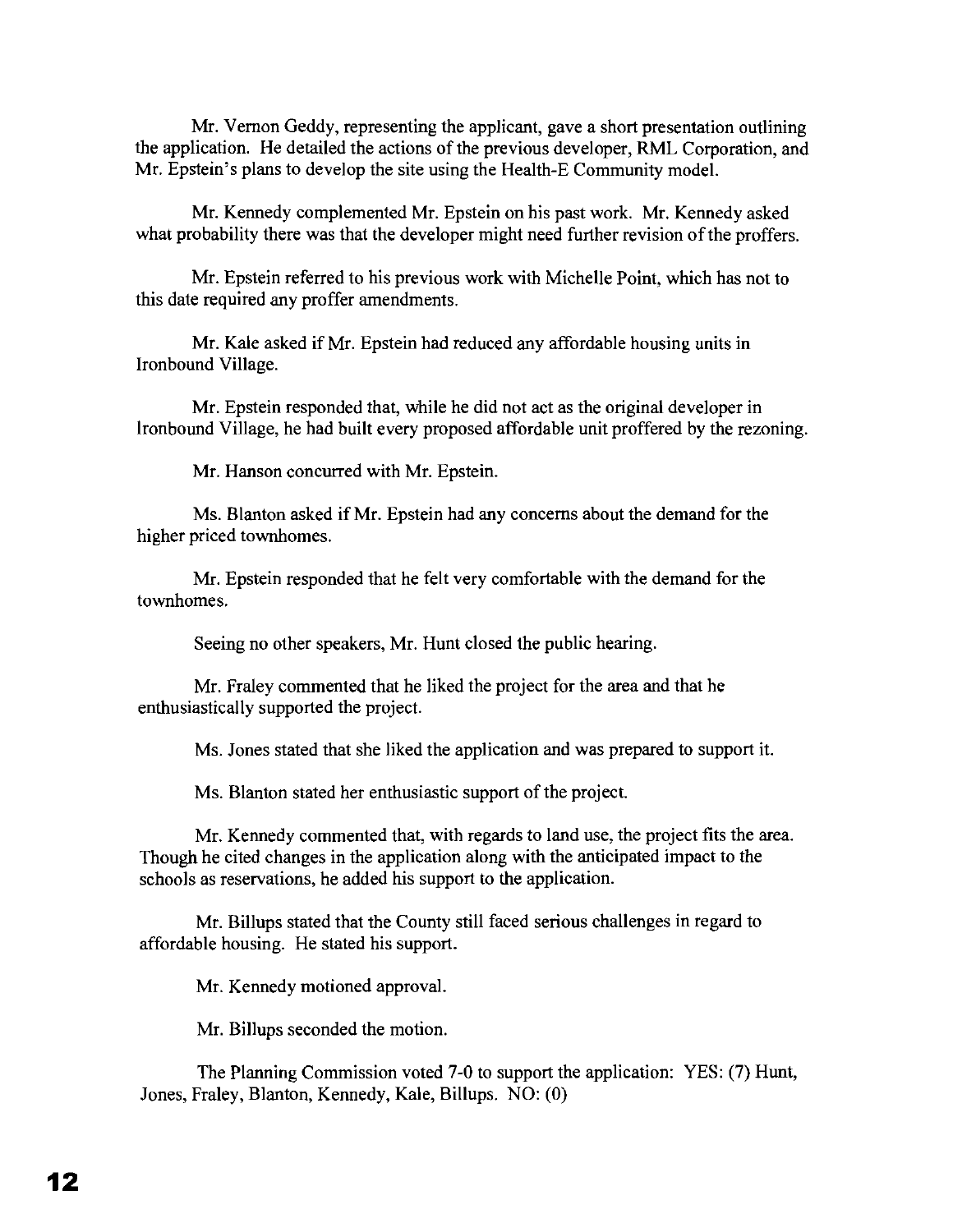Mr. Vernon Geddy, representing the applicant, gave a short presentation outlining the application. He detailed the actions of the previous developer, RML Corporation, and Mr. Epstein's plans to develop the site using the Health-E Community model.

Mr. Kennedy complemented Mr. Epstein on his past work. Mr. Kennedy asked what probability there was that the developer might need further revision of the proffers.

Mr. Epstein referred to his previous work with Michelle Point, which has not to this date required any proffer amendments.

Mr. Kale asked if Mr. Epstein had reduced any affordable housing units in Ironbound Village.

Mr. Epstein responded that, while he did not act as the original developer in Ironbound Village, he had built every proposed affordable unit proffered by the rezoning.

Mr. Hanson concurred with Mr. Epstein.

Ms. Blanton asked if Mr. Epstein had any concerns about the demand for the higher priced townhomes.

Mr. Epstein responded that he felt very comfortable with the demand for the townhomes.

Seeing no other speakers, Mr. Hunt closed the public hearing.

Mr. Fraley commented that he liked the project for the area and that he enthusiastically supported the project.

Ms. Jones stated that she liked the application and was prepared to support it.

Ms. Blanton stated her enthusiastic support of the project.

Mr. Kennedy commented that, with regards to land use, the project fits the area. Though he cited changes in the application along with the anticipated impact to the schools as reservations, he added his support to the application.

Mr. Billups stated that the County still faced serious challenges in regard to affordable housing. He stated his support.

Mr. Kennedy motioned approval.

Mr. Billups seconded the motion.

The Planning Commission voted 7-0 to support the application: YES: (7) Hunt, Jones, Fraley, Blanton, Kennedy, Kale, Billups. NO: (0)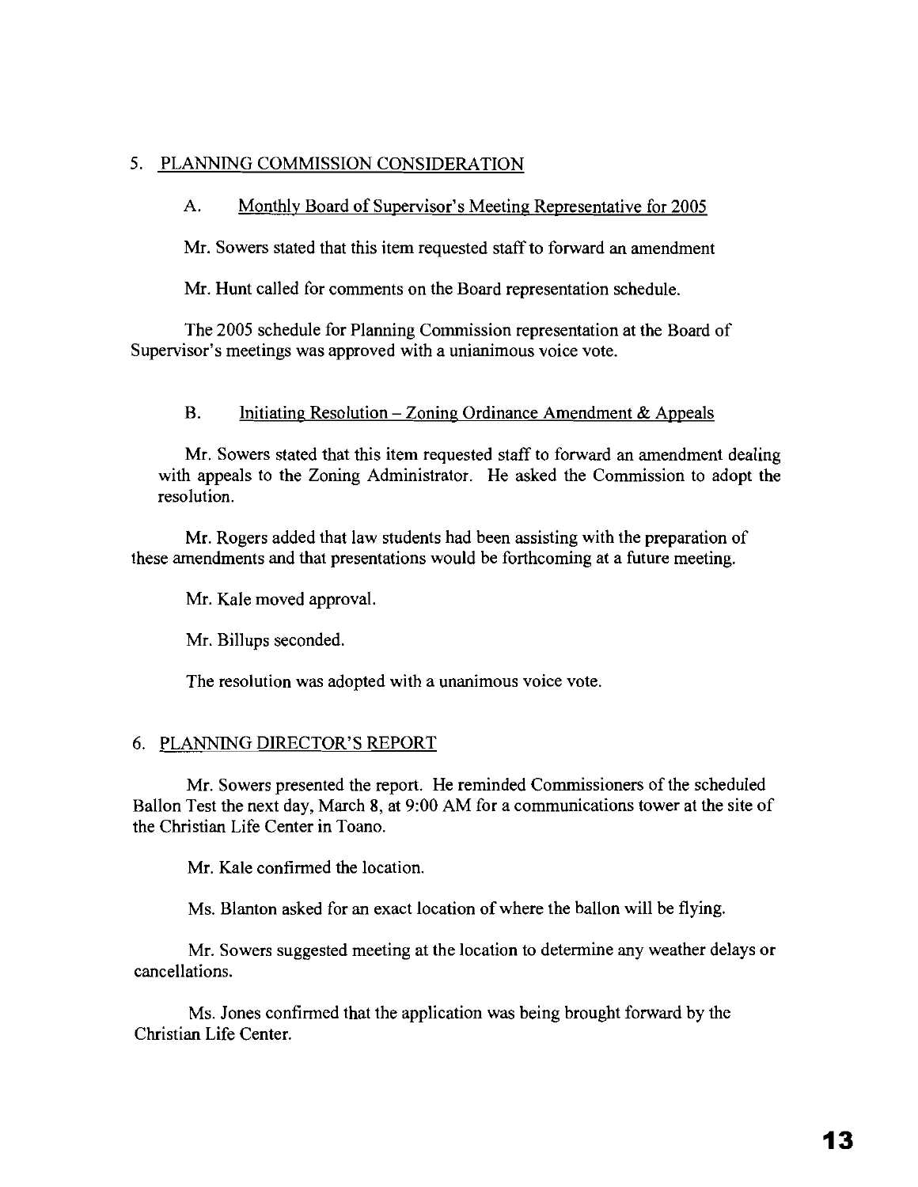5. PLANNING COMMISSION CONSIDERATION

A. Monthly Board of Supervisor's Meeting Representative for 2005

Mr. Sowers stated that this item requested staff to forward an amendment

Mr. Hunt called for comments on the Board representation schedule.

The 2005 schedule for Planning Commission representation at the Board of Supervisor's meetings was approved with a unianimous voice vote.

B. Initiating Resolution – Zoning Ordinance Amendment & Appeals

Mr. Sowers stated that this item requested staff to forward an amendment dealing with appeals to the Zoning Administrator. He asked the Commission to adopt the resolution.

Mr. Rogers added that law students had been assisting with the preparation of these amendments and that presentations would be forthcoming at a future meeting.

Mr. Kale moved approval.

Mr. Billups seconded.

The resolution was adopted with a unanimous voice vote.

6. PLANNING DIRECTOR'S REPORT

Mr. Sowers presented the report. He reminded Commissioners of the scheduled Ballon Test the next day, March 8, at 9:00 AM for a communications tower at the site of the Christian Life Center in Toano.

Mr. Kale confirmed the location.

Ms. Blanton asked for an exact location of where the ballon will be flying.

Mr. Sowers suggested meeting at the location to determine any weather delays or cancellations.

Ms. Jones confirmed that the application was being brought forward by the Christian Life Center.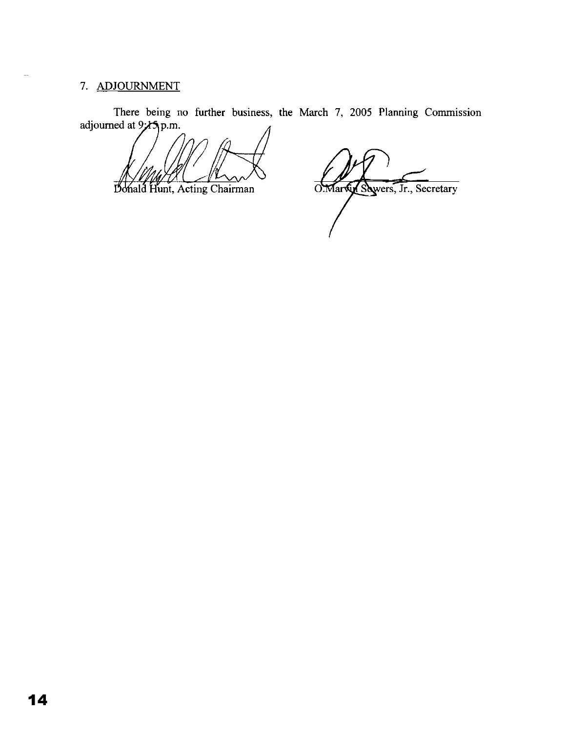## 7. ADJOURNMENT

There being no further business, the March 7, 2005 Planning Commission adjourned at 9:15 p.m.

Donald Hunt, Acting Chairman

O.Marvin Sowers, Jr., Secretary